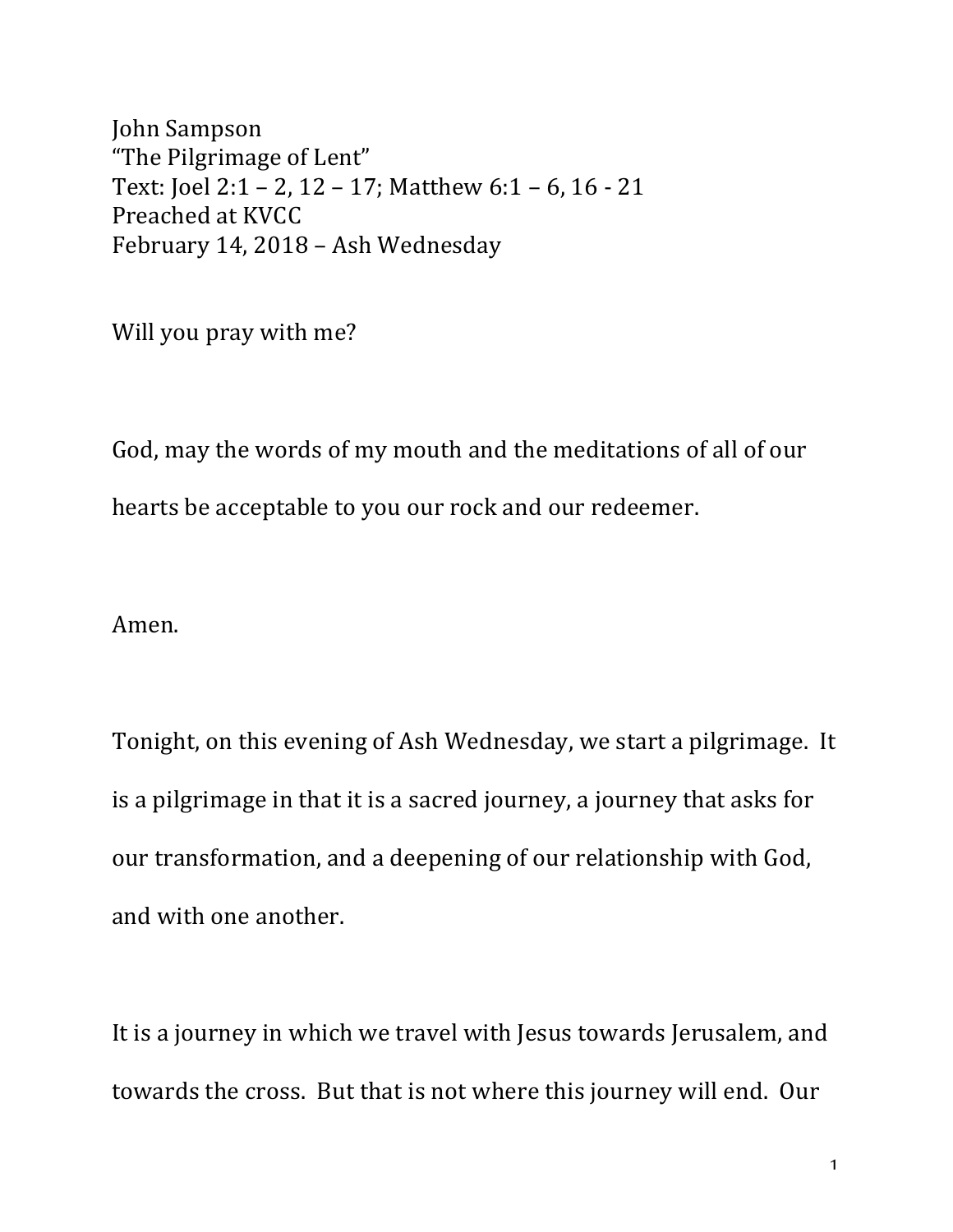John Sampson
"The Pilgrimage of Lent"
Text: Joel 2:1 – 2, 12 – 17; Matthew 6:1 – 6, 16 - 21
Preached at KVCC
February 14, 2018 – Ash Wednesday

Will you pray with me?

God, may the words of my mouth and the meditations of all of our hearts be acceptable to you our rock and our redeemer.

Amen.

Tonight, on this evening of Ash Wednesday, we start a pilgrimage. It is a pilgrimage in that it is a sacred journey, a journey that asks for our transformation, and a deepening of our relationship with God, and with one another.

It is a journey in which we travel with Jesus towards Jerusalem, and towards the cross. But that is not where this journey will end. Our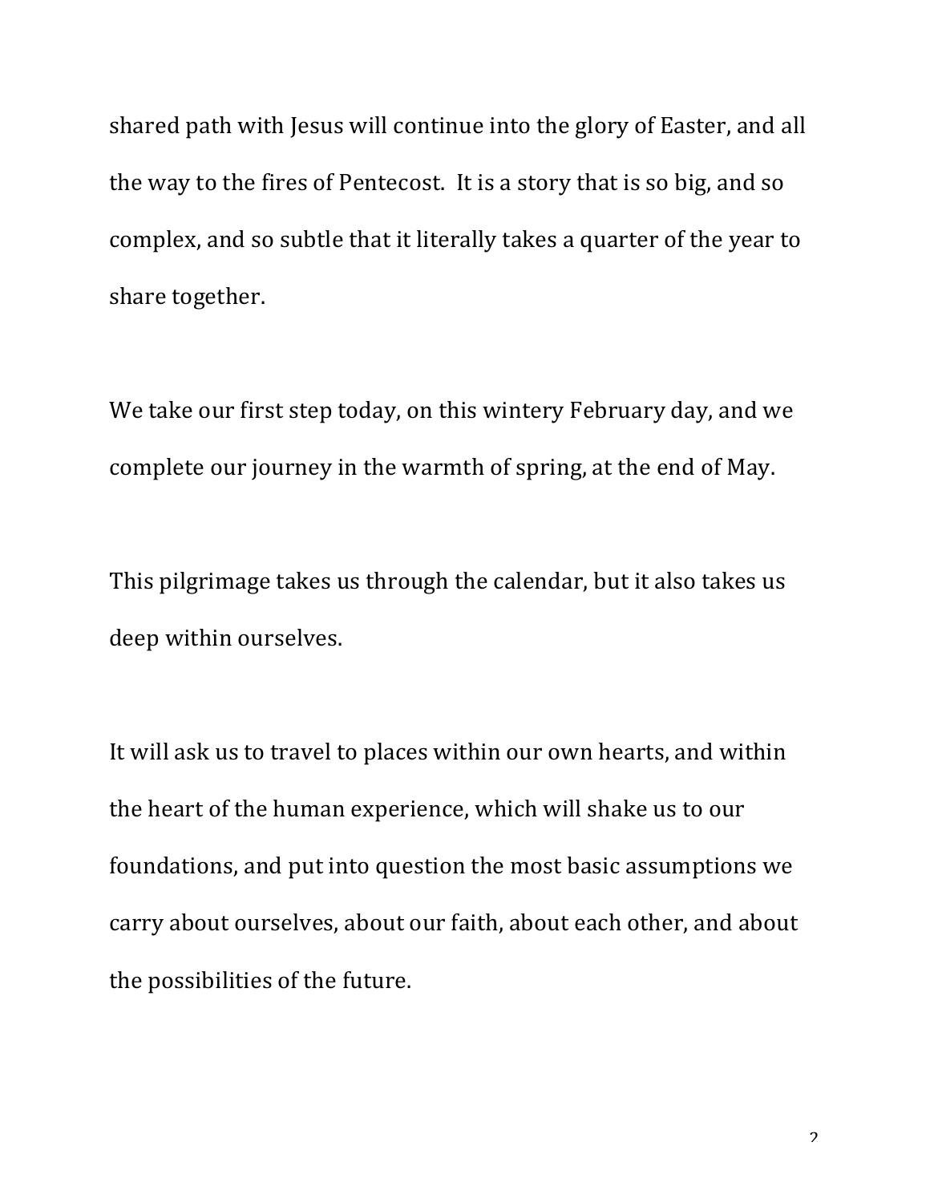shared path with Jesus will continue into the glory of Easter, and all the way to the fires of Pentecost. It is a story that is so big, and so complex, and so subtle that it literally takes a quarter of the year to share together.

We take our first step today, on this wintery February day, and we complete our journey in the warmth of spring, at the end of May.

This pilgrimage takes us through the calendar, but it also takes us deep within ourselves.

It will ask us to travel to places within our own hearts, and within the heart of the human experience, which will shake us to our foundations, and put into question the most basic assumptions we carry about ourselves, about our faith, about each other, and about the possibilities of the future.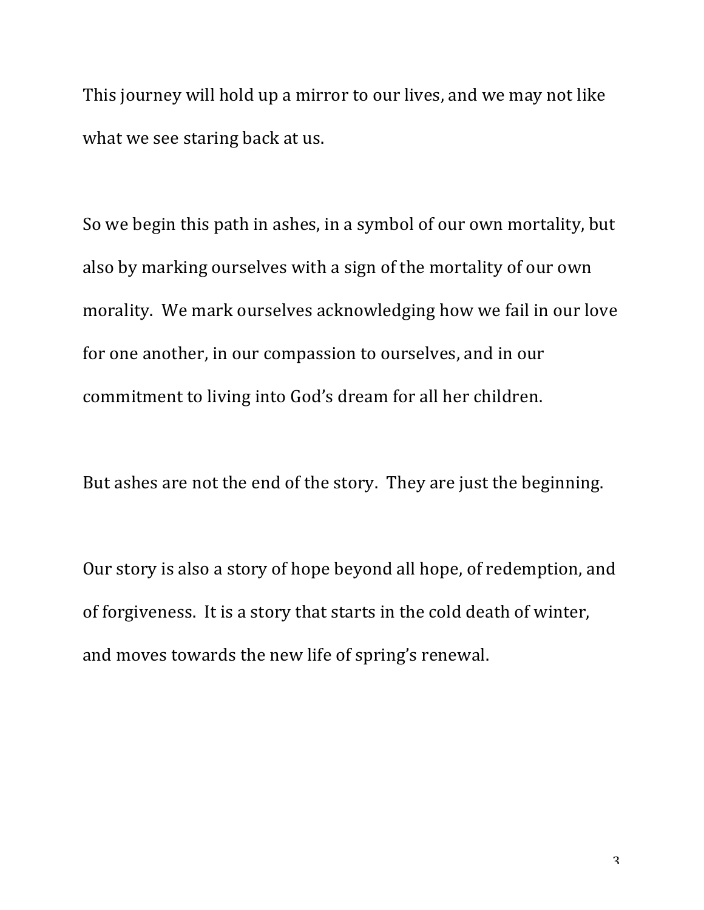This journey will hold up a mirror to our lives, and we may not like what we see staring back at us.

So we begin this path in ashes, in a symbol of our own mortality, but also by marking ourselves with a sign of the mortality of our own morality. We mark ourselves acknowledging how we fail in our love for one another, in our compassion to ourselves, and in our commitment to living into God's dream for all her children.

But ashes are not the end of the story. They are just the beginning.

Our story is also a story of hope beyond all hope, of redemption, and of forgiveness. It is a story that starts in the cold death of winter, and moves towards the new life of spring's renewal.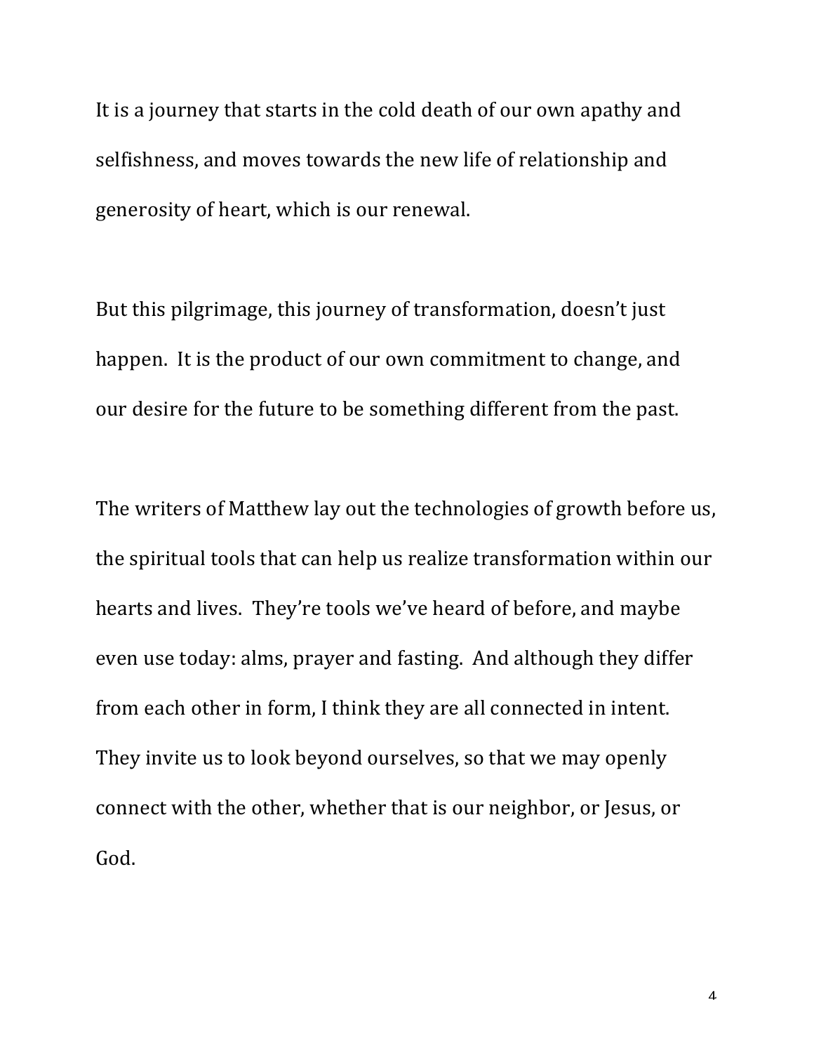It is a journey that starts in the cold death of our own apathy and selfishness, and moves towards the new life of relationship and generosity of heart, which is our renewal.

But this pilgrimage, this journey of transformation, doesn't just happen. It is the product of our own commitment to change, and our desire for the future to be something different from the past.

The writers of Matthew lay out the technologies of growth before us, the spiritual tools that can help us realize transformation within our hearts and lives. They're tools we've heard of before, and maybe even use today: alms, prayer and fasting. And although they differ from each other in form, I think they are all connected in intent. They invite us to look beyond ourselves, so that we may openly connect with the other, whether that is our neighbor, or Jesus, or God.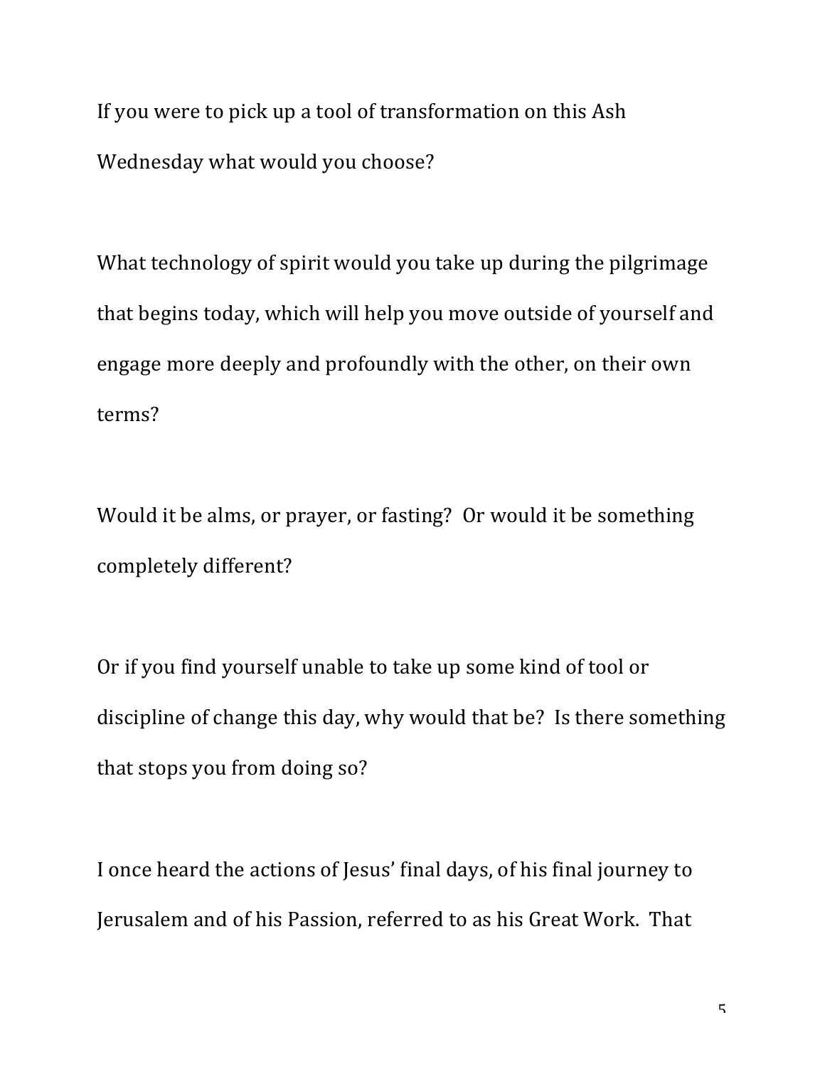If you were to pick up a tool of transformation on this Ash Wednesday what would you choose?

What technology of spirit would you take up during the pilgrimage that begins today, which will help you move outside of yourself and engage more deeply and profoundly with the other, on their own terms?

Would it be alms, or prayer, or fasting? Or would it be something completely different?

Or if you find yourself unable to take up some kind of tool or discipline of change this day, why would that be? Is there something that stops you from doing so?

I once heard the actions of Jesus' final days, of his final journey to Jerusalem and of his Passion, referred to as his Great Work. That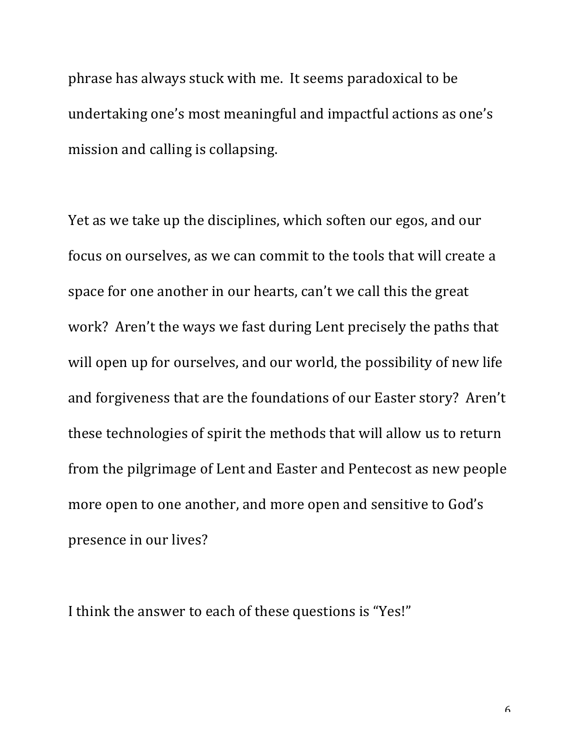phrase has always stuck with me. It seems paradoxical to be undertaking one's most meaningful and impactful actions as one's mission and calling is collapsing.

Yet as we take up the disciplines, which soften our egos, and our focus on ourselves, as we can commit to the tools that will create a space for one another in our hearts, can't we call this the great work? Aren't the ways we fast during Lent precisely the paths that will open up for ourselves, and our world, the possibility of new life and forgiveness that are the foundations of our Easter story? Aren't these technologies of spirit the methods that will allow us to return from the pilgrimage of Lent and Easter and Pentecost as new people more open to one another, and more open and sensitive to God's presence in our lives?

I think the answer to each of these questions is "Yes!"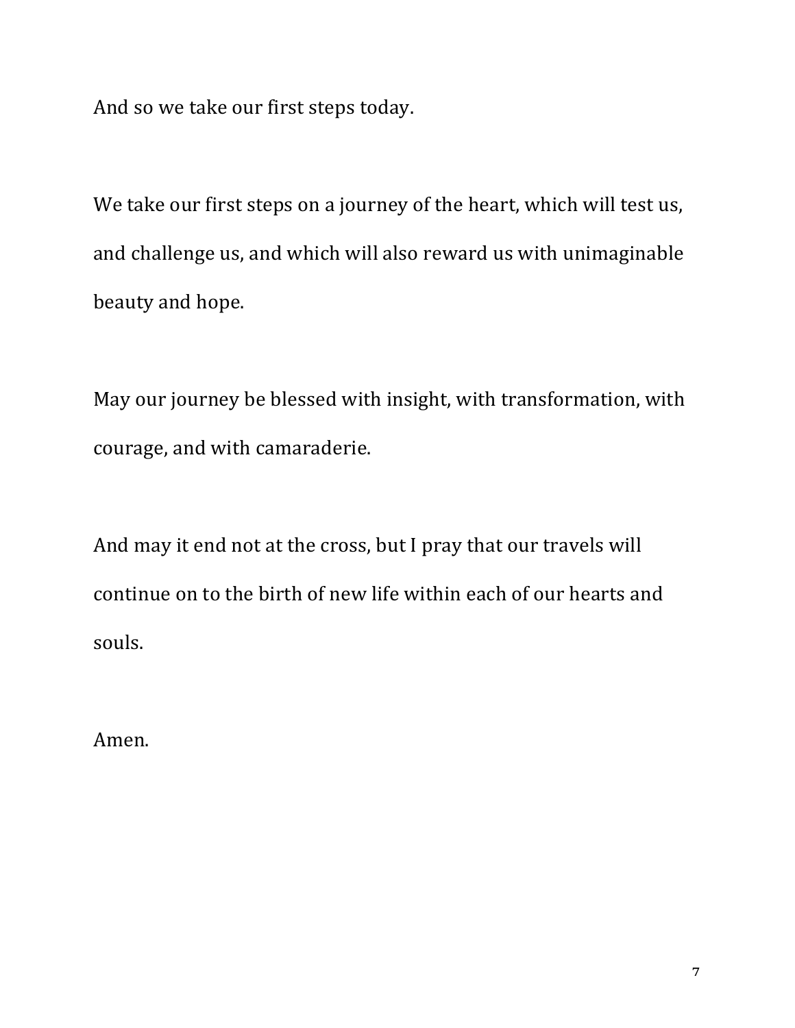And so we take our first steps today.

We take our first steps on a journey of the heart, which will test us, and challenge us, and which will also reward us with unimaginable beauty and hope.

May our journey be blessed with insight, with transformation, with courage, and with camaraderie.

And may it end not at the cross, but I pray that our travels will continue on to the birth of new life within each of our hearts and souls.

Amen.